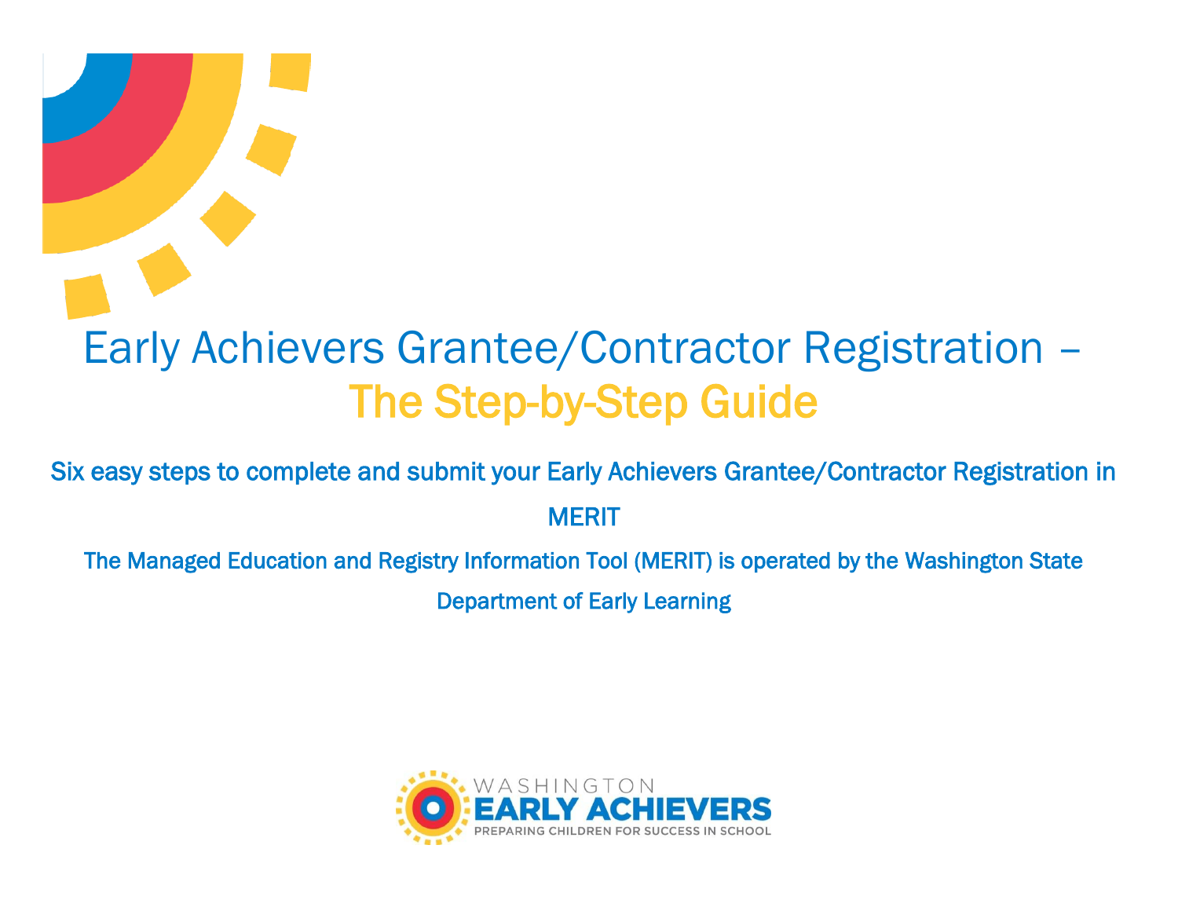# Early Achievers Grantee/Contractor Registration – The Step-by-Step Guide

Six easy steps to complete and submit your Early Achievers Grantee/Contractor Registration in MERIT

The Managed Education and Registry Information Tool (MERIT) is operated by the Washington State Department of Early Learning

WASHINGTON
EARLY ACHIEVERS
PREPARING CHILDREN FOR SUCCESS IN SCHOOL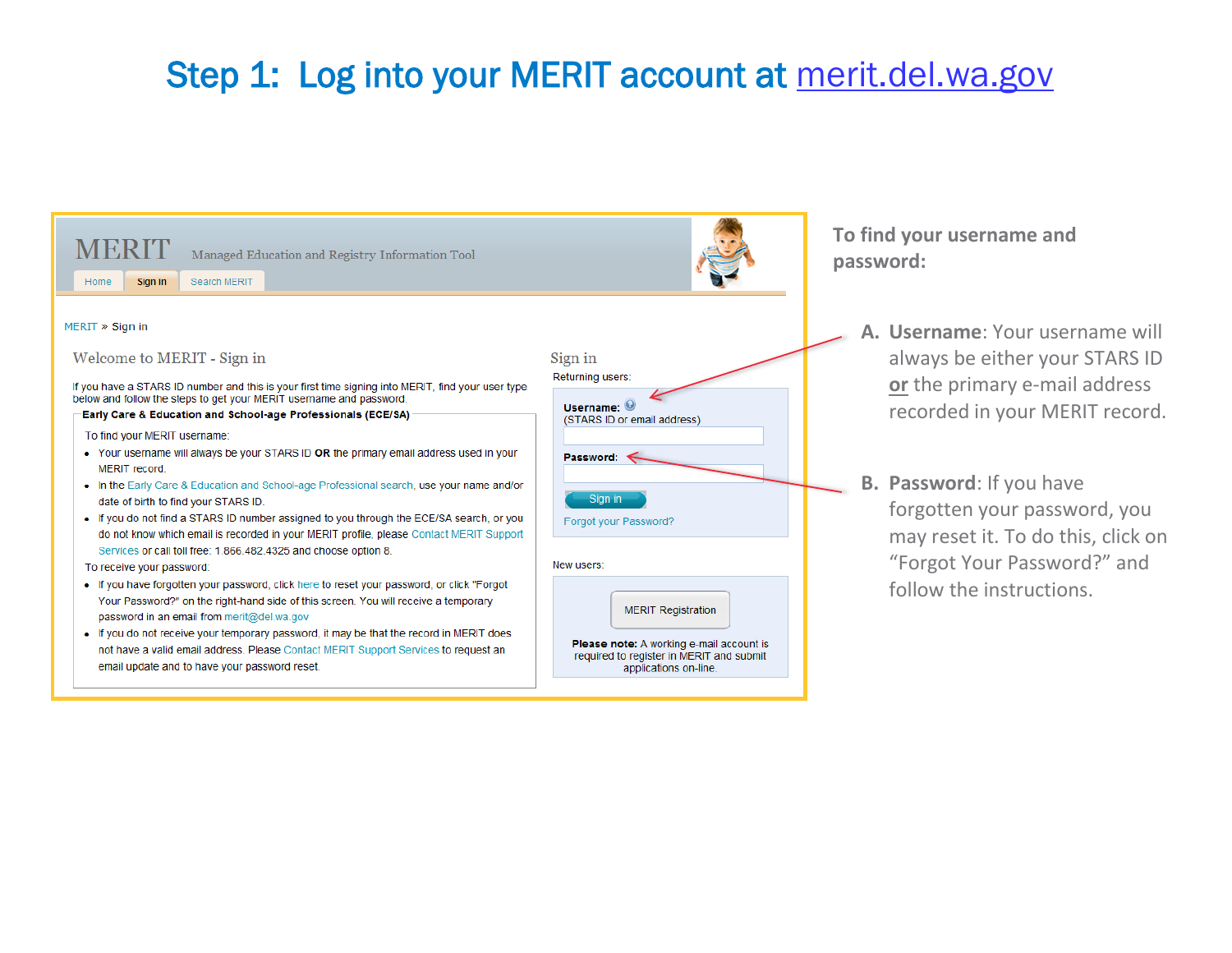# Step 1: Log into your MERIT account at merit.del.wa.gov

MERIT Managed Education and Registry Information Tool

Home | Sign in | Search MERIT

MERIT » Sign in

## Welcome to MERIT - Sign in

If you have a STARS ID number and this is your first time signing into MERIT, find your user type below and follow the steps to get your MERIT username and password.

**Early Care & Education and School-age Professionals (ECE/SA)**

To find your MERIT username:

- Your username will always be your STARS ID **OR** the primary email address used in your MERIT record.
- In the Early Care & Education and School-age Professional search, use your name and/or date of birth to find your STARS ID.
- If you do not find a STARS ID number assigned to you through the ECE/SA search, or you do not know which email is recorded in your MERIT profile, please Contact MERIT Support Services or call toll free: 1.866.482.4325 and choose option 8.

To receive your password:

- If you have forgotten your password, click here to reset your password, or click "Forgot Your Password?" on the right-hand side of this screen. You will receive a temporary password in an email from merit@del.wa.gov
- If you do not receive your temporary password, it may be that the record in MERIT does not have a valid email address. Please Contact MERIT Support Services to request an email update and to have your password reset.

## Sign in

Returning users:

**Username:** (STARS ID or email address)

**Password:**

Sign in

Forgot your Password?

New users:

MERIT Registration

**Please note:** A working e-mail account is required to register in MERIT and submit applications on-line.

**To find your username and password:**

A. **Username**: Your username will always be either your STARS ID **or** the primary e-mail address recorded in your MERIT record.

B. **Password**: If you have forgotten your password, you may reset it. To do this, click on "Forgot Your Password?" and follow the instructions.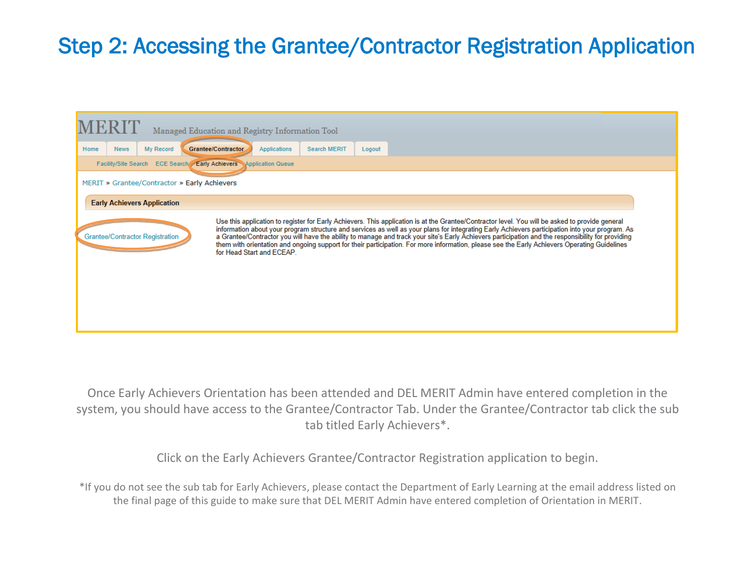# Step 2: Accessing the Grantee/Contractor Registration Application

MERIT Managed Education and Registry Information Tool

Home | News | My Record | Grantee/Contractor | Applications | Search MERIT | Logout

Facility/Site Search | ECE Search | Early Achievers | Application Queue

MERIT » Grantee/Contractor » Early Achievers

**Early Achievers Application**

Grantee/Contractor Registration

Use this application to register for Early Achievers. This application is at the Grantee/Contractor level. You will be asked to provide general information about your program structure and services as well as your plans for integrating Early Achievers participation into your program. As a Grantee/Contractor you will have the ability to manage and track your site's Early Achievers participation and the responsibility for providing them with orientation and ongoing support for their participation. For more information, please see the Early Achievers Operating Guidelines for Head Start and ECEAP.

Once Early Achievers Orientation has been attended and DEL MERIT Admin have entered completion in the system, you should have access to the Grantee/Contractor Tab. Under the Grantee/Contractor tab click the sub tab titled Early Achievers*.

Click on the Early Achievers Grantee/Contractor Registration application to begin.

*If you do not see the sub tab for Early Achievers, please contact the Department of Early Learning at the email address listed on the final page of this guide to make sure that DEL MERIT Admin have entered completion of Orientation in MERIT.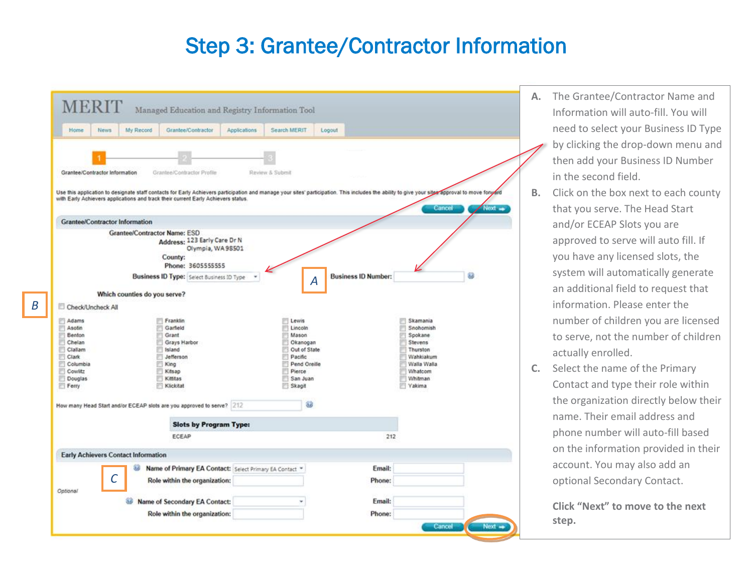# Step 3: Grantee/Contractor Information

MERIT Managed Education and Registry Information Tool

Home | News | My Record | Grantee/Contractor | Applications | Search MERIT | Logout

1 Grantee/Contractor Information — 2 Grantee/Contractor Profile — 3 Review & Submit

Use this application to designate staff contacts for Early Achievers participation and manage your sites' participation. This includes the ability to give your sites approval to move forward with Early Achievers applications and track their current Early Achievers status.

Cancel | Next

**Grantee/Contractor Information**

Grantee/Contractor Name: ESD
Address: 123 Early Care Dr N
Olympia, WA 98501
County:
Phone: 3605555555
Business ID Type: Select Business ID Type
Business ID Number:

A

B

Which counties do you serve?

Check/Uncheck All

| | | | |
|---|---|---|---|
| Adams | Franklin | Lewis | Skamania |
| Asotin | Garfield | Lincoln | Snohomish |
| Benton | Grant | Mason | Spokane |
| Chelan | Grays Harbor | Okanogan | Stevens |
| Clallam | Island | Out of State | Thurston |
| Clark | Jefferson | Pacific | Wahkiakum |
| Columbia | King | Pend Oreille | Walla Walla |
| Cowlitz | Kitsap | Pierce | Whatcom |
| Douglas | Kittitas | San Juan | Whitman |
| Ferry | Klickitat | Skagit | Yakima |

How many Head Start and/or ECEAP slots are you approved to serve? 212

| Slots by Program Type: | |
|---|---|
| ECEAP | 212 |

**Early Achievers Contact Information**

C

Name of Primary EA Contact: Select Primary EA Contact — Email:
Role within the organization: — Phone:

Optional

Name of Secondary EA Contact: — Email:
Role within the organization: — Phone:

Cancel | Next

A. The Grantee/Contractor Name and Information will auto-fill. You will need to select your Business ID Type by clicking the drop-down menu and then add your Business ID Number in the second field.

B. Click on the box next to each county that you serve. The Head Start and/or ECEAP Slots you are approved to serve will auto fill. If you have any licensed slots, the system will automatically generate an additional field to request that information. Please enter the number of children you are licensed to serve, not the number of children actually enrolled.

C. Select the name of the Primary Contact and type their role within the organization directly below their name. Their email address and phone number will auto-fill based on the information provided in their account. You may also add an optional Secondary Contact.

**Click "Next" to move to the next step.**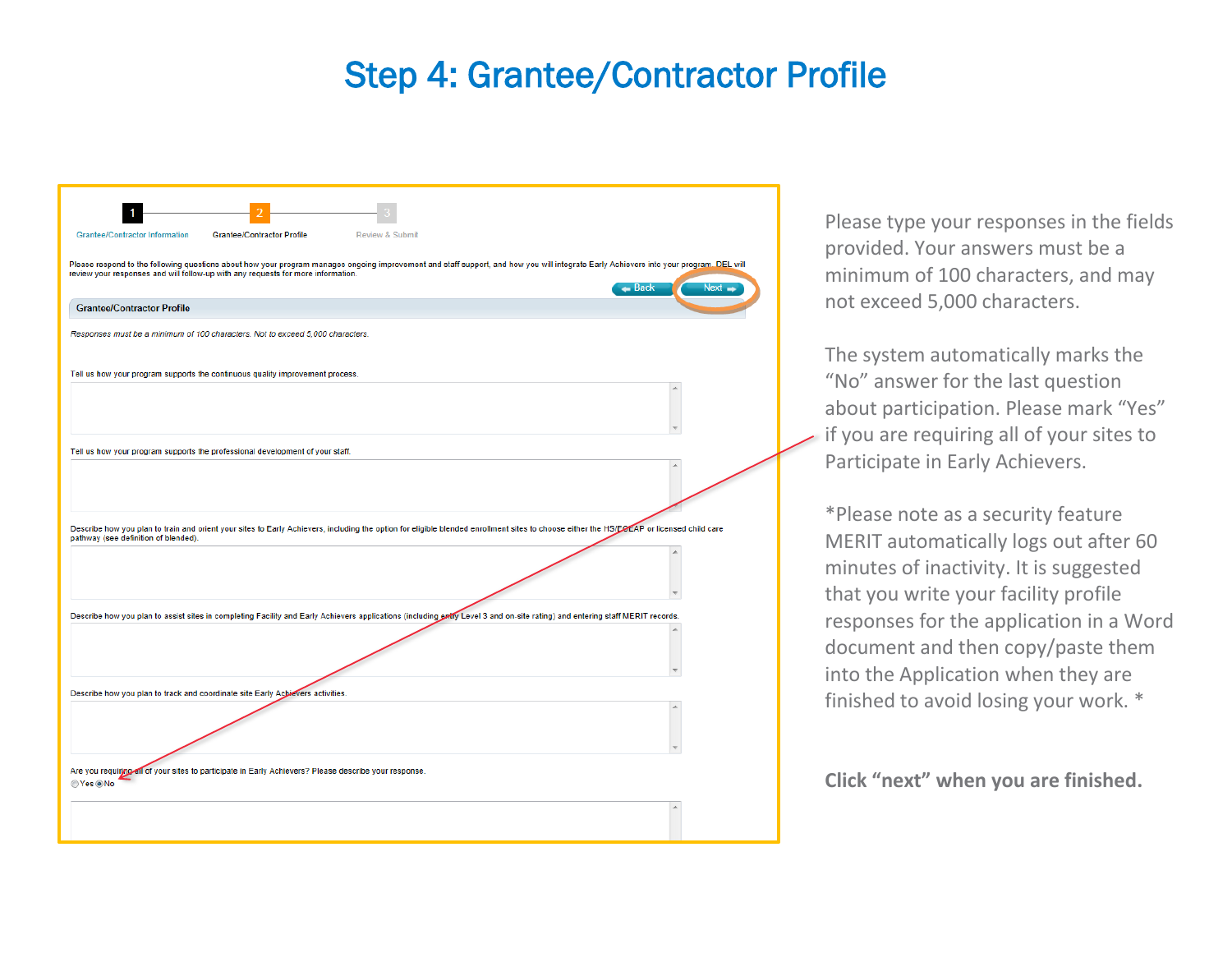# Step 4: Grantee/Contractor Profile

1 Grantee/Contractor Information — 2 Grantee/Contractor Profile — 3 Review & Submit

Please respond to the following questions about how your program manages ongoing improvement and staff support, and how you will integrate Early Achievers into your program. DEL will review your responses and will follow-up with any requests for more information.

Back | Next

**Grantee/Contractor Profile**

*Responses must be a minimum of 100 characters. Not to exceed 5,000 characters.*

Tell us how your program supports the continuous quality improvement process.

Tell us how your program supports the professional development of your staff.

Describe how you plan to train and orient your sites to Early Achievers, including the option for eligible blended enrollment sites to choose either the HS/ECEAP or licensed child care pathway (see definition of blended).

Describe how you plan to assist sites in completing Facility and Early Achievers applications (including entry Level 3 and on-site rating) and entering staff MERIT records.

Describe how you plan to track and coordinate site Early Achievers activities.

Are you requiring all of your sites to participate in Early Achievers? Please describe your response.

○ Yes ◉ No

Please type your responses in the fields provided. Your answers must be a minimum of 100 characters, and may not exceed 5,000 characters.

The system automatically marks the "No" answer for the last question about participation. Please mark "Yes" if you are requiring all of your sites to Participate in Early Achievers.

*Please note as a security feature MERIT automatically logs out after 60 minutes of inactivity. It is suggested that you write your facility profile responses for the application in a Word document and then copy/paste them into the Application when they are finished to avoid losing your work. *

**Click "next" when you are finished.**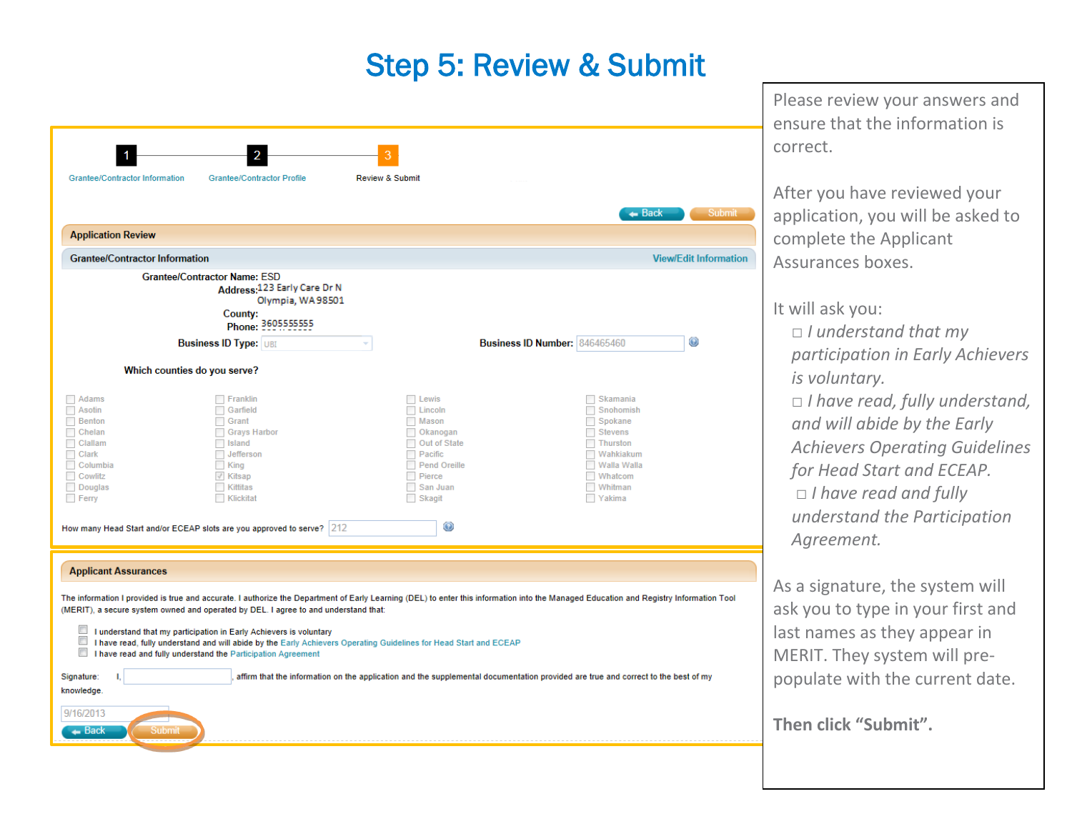# Step 5: Review & Submit

1 Grantee/Contractor Information — 2 Grantee/Contractor Profile — 3 Review & Submit

Back | Submit

**Application Review**

**Grantee/Contractor Information** — View/Edit Information

**Grantee/Contractor Name:** ESD
**Address:** 123 Early Care Dr N
Olympia, WA 98501
**County:**
**Phone:** 3605555555
**Business ID Type:** UBI
**Business ID Number:** 846465460

**Which counties do you serve?**

| | | | |
|---|---|---|---|
| ☐ Adams | ☐ Franklin | ☐ Lewis | ☐ Skamania |
| ☐ Asotin | ☐ Garfield | ☐ Lincoln | ☐ Snohomish |
| ☐ Benton | ☐ Grant | ☐ Mason | ☐ Spokane |
| ☐ Chelan | ☐ Grays Harbor | ☐ Okanogan | ☐ Stevens |
| ☐ Clallam | ☐ Island | ☐ Out of State | ☐ Thurston |
| ☐ Clark | ☐ Jefferson | ☐ Pacific | ☐ Wahkiakum |
| ☐ Columbia | ☐ King | ☐ Pend Oreille | ☐ Walla Walla |
| ☐ Cowlitz | ☑ Kitsap | ☐ Pierce | ☐ Whatcom |
| ☐ Douglas | ☐ Kittitas | ☐ San Juan | ☐ Whitman |
| ☐ Ferry | ☐ Klickitat | ☐ Skagit | ☐ Yakima |

How many Head Start and/or ECEAP slots are you approved to serve? 212

**Applicant Assurances**

The information I provided is true and accurate. I authorize the Department of Early Learning (DEL) to enter this information into the Managed Education and Registry Information Tool (MERIT), a secure system owned and operated by DEL. I agree to and understand that:

- ☐ I understand that my participation in Early Achievers is voluntary
- ☐ I have read, fully understand and will abide by the Early Achievers Operating Guidelines for Head Start and ECEAP
- ☐ I have read and fully understand the Participation Agreement

Signature: I, \_\_\_\_\_\_\_\_, affirm that the information on the application and the supplemental documentation provided are true and correct to the best of my knowledge.

9/16/2013

Back | Submit

---

Please review your answers and ensure that the information is correct.

After you have reviewed your application, you will be asked to complete the Applicant Assurances boxes.

It will ask you:

- ☐ *I understand that my participation in Early Achievers is voluntary.*
- ☐ *I have read, fully understand, and will abide by the Early Achievers Operating Guidelines for Head Start and ECEAP.*
- ☐ *I have read and fully understand the Participation Agreement.*

As a signature, the system will ask you to type in your first and last names as they appear in MERIT. They system will pre-populate with the current date.

**Then click "Submit".**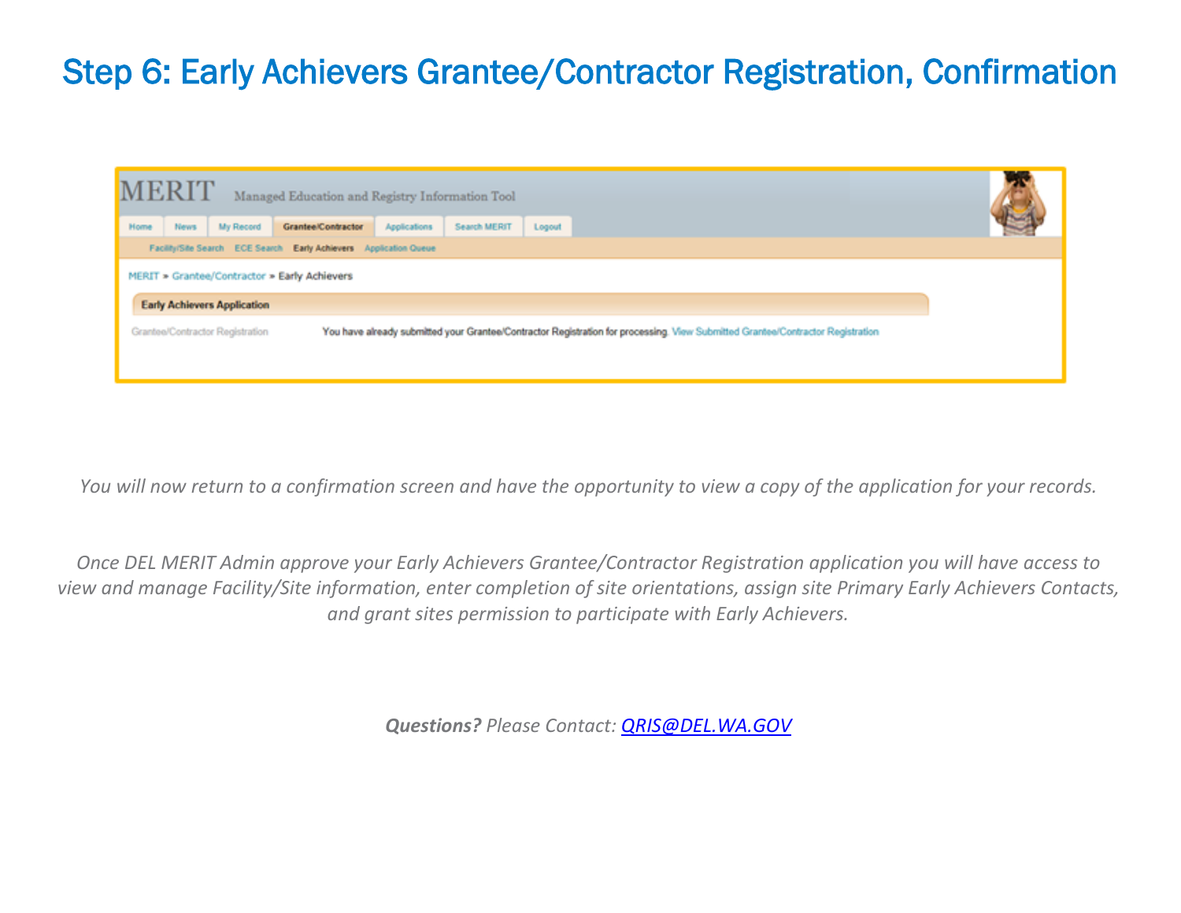# Step 6: Early Achievers Grantee/Contractor Registration, Confirmation

*You will now return to a confirmation screen and have the opportunity to view a copy of the application for your records.*

*Once DEL MERIT Admin approve your Early Achievers Grantee/Contractor Registration application you will have access to view and manage Facility/Site information, enter completion of site orientations, assign site Primary Early Achievers Contacts, and grant sites permission to participate with Early Achievers.*

***Questions?*** *Please Contact: [QRIS@DEL.WA.GOV](mailto:QRIS@DEL.WA.GOV)*